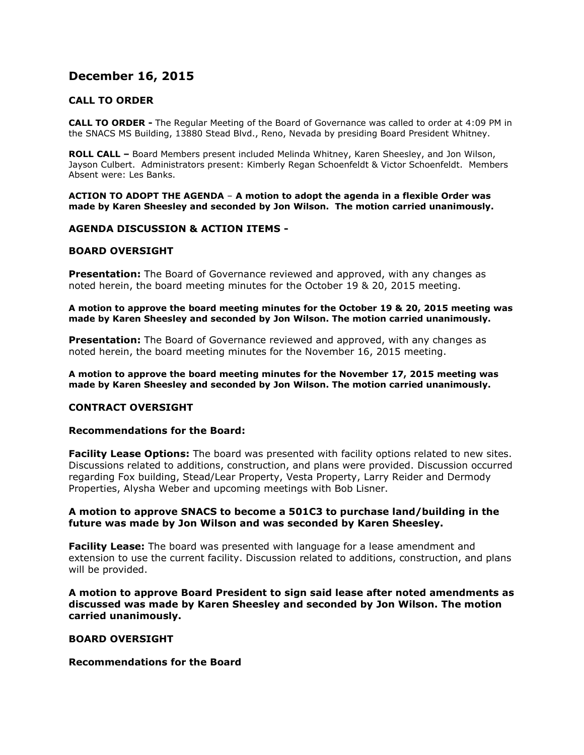# December 16, 2015

### CALL TO ORDER

**CALL TO ORDER -** The Regular Meeting of the Board of Governance was called to order at 4:09 PM in the SNACS MS Building, 13880 Stead Blvd., Reno, Nevada by presiding Board President Whitney.

**ROLL CALL –** Board Members present included Melinda Whitney, Karen Sheesley, and Jon Wilson, Jayson Culbert. Administrators present: Kimberly Regan Schoenfeldt & Victor Schoenfeldt. Members Absent were: Les Banks.

**ACTION TO ADOPT THE AGENDA** – **A motion to adopt the agenda in a flexible Order was made by Karen Sheesley and seconded by Jon Wilson. The motion carried unanimously.**

### AGENDA DISCUSSION & ACTION ITEMS -

### BOARD OVERSIGHT

**Presentation:** The Board of Governance reviewed and approved, with any changes as noted herein, the board meeting minutes for the October 19 & 20, 2015 meeting.

**A motion to approve the board meeting minutes for the October 19 & 20, 2015 meeting was made by Karen Sheesley and seconded by Jon Wilson. The motion carried unanimously.**

**Presentation:** The Board of Governance reviewed and approved, with any changes as noted herein, the board meeting minutes for the November 16, 2015 meeting.

**A motion to approve the board meeting minutes for the November 17, 2015 meeting was made by Karen Sheesley and seconded by Jon Wilson. The motion carried unanimously.**

### CONTRACT OVERSIGHT

**Recommendations for the Board:**

**Facility Lease Options:** The board was presented with facility options related to new sites. Discussions related to additions, construction, and plans were provided. Discussion occurred regarding Fox building, Stead/Lear Property, Vesta Property, Larry Reider and Dermody Properties, Alysha Weber and upcoming meetings with Bob Lisner.

**A motion to approve SNACS to become a 501C3 to purchase land/building in the future was made by Jon Wilson and was seconded by Karen Sheesley.**

**Facility Lease:** The board was presented with language for a lease amendment and extension to use the current facility. Discussion related to additions, construction, and plans will be provided.

**A motion to approve Board President to sign said lease after noted amendments as discussed was made by Karen Sheesley and seconded by Jon Wilson. The motion carried unanimously.**

### BOARD OVERSIGHT

**Recommendations for the Board**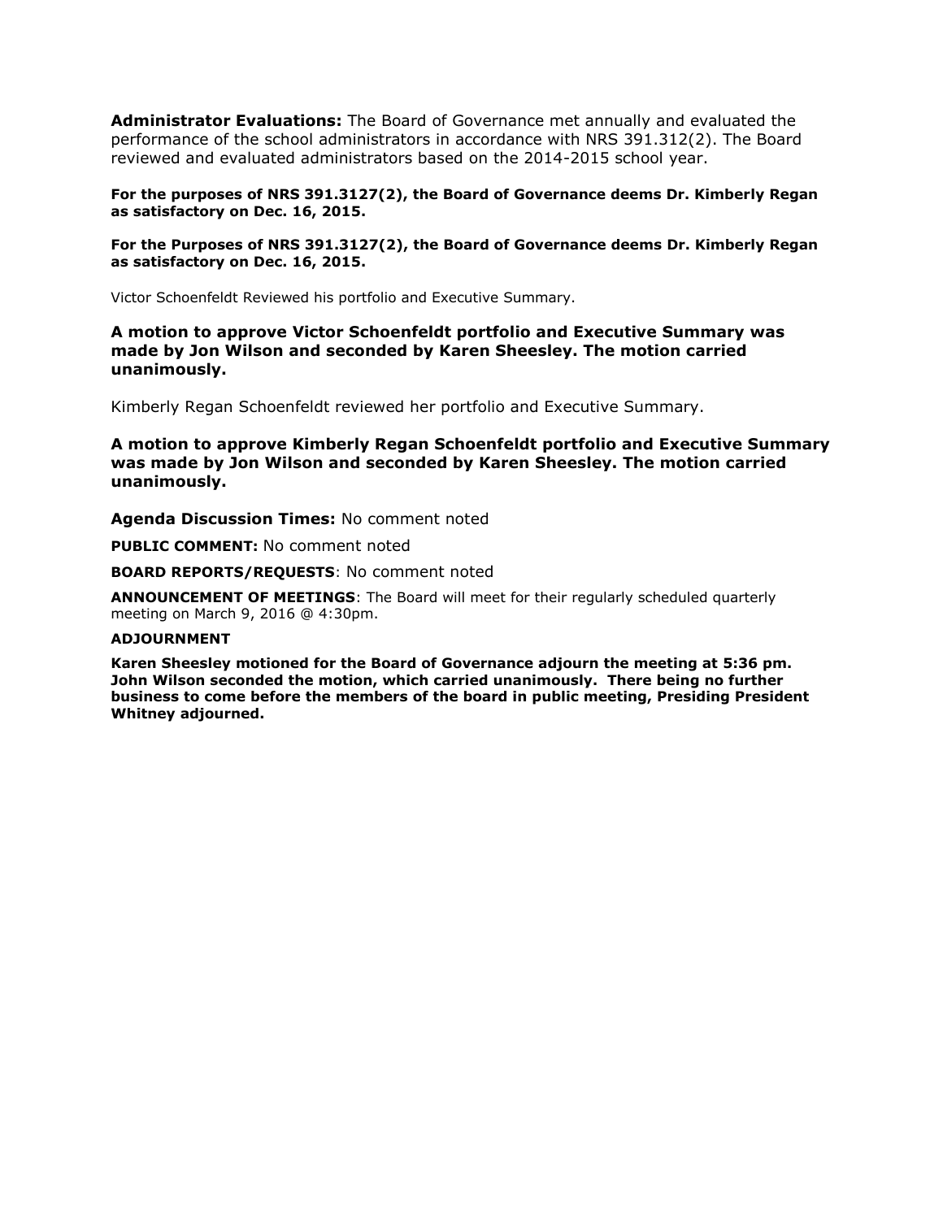**Administrator Evaluations:** The Board of Governance met annually and evaluated the performance of the school administrators in accordance with NRS 391.312(2). The Board reviewed and evaluated administrators based on the 2014-2015 school year.

**For the purposes of NRS 391.3127(2), the Board of Governance deems Dr. Kimberly Regan as satisfactory on Dec. 16, 2015.**

**For the Purposes of NRS 391.3127(2), the Board of Governance deems Dr. Kimberly Regan as satisfactory on Dec. 16, 2015.**

Victor Schoenfeldt Reviewed his portfolio and Executive Summary.

**A motion to approve Victor Schoenfeldt portfolio and Executive Summary was made by Jon Wilson and seconded by Karen Sheesley. The motion carried unanimously.**

Kimberly Regan Schoenfeldt reviewed her portfolio and Executive Summary.

**A motion to approve Kimberly Regan Schoenfeldt portfolio and Executive Summary was made by Jon Wilson and seconded by Karen Sheesley. The motion carried unanimously.**

**Agenda Discussion Times:** No comment noted

**PUBLIC COMMENT:** No comment noted

**BOARD REPORTS/REQUESTS**: No comment noted

**ANNOUNCEMENT OF MEETINGS**: The Board will meet for their regularly scheduled quarterly meeting on March 9, 2016 @ 4:30pm.

**ADJOURNMENT**

**Karen Sheesley motioned for the Board of Governance adjourn the meeting at 5:36 pm. John Wilson seconded the motion, which carried unanimously. There being no further business to come before the members of the board in public meeting, Presiding President Whitney adjourned.**